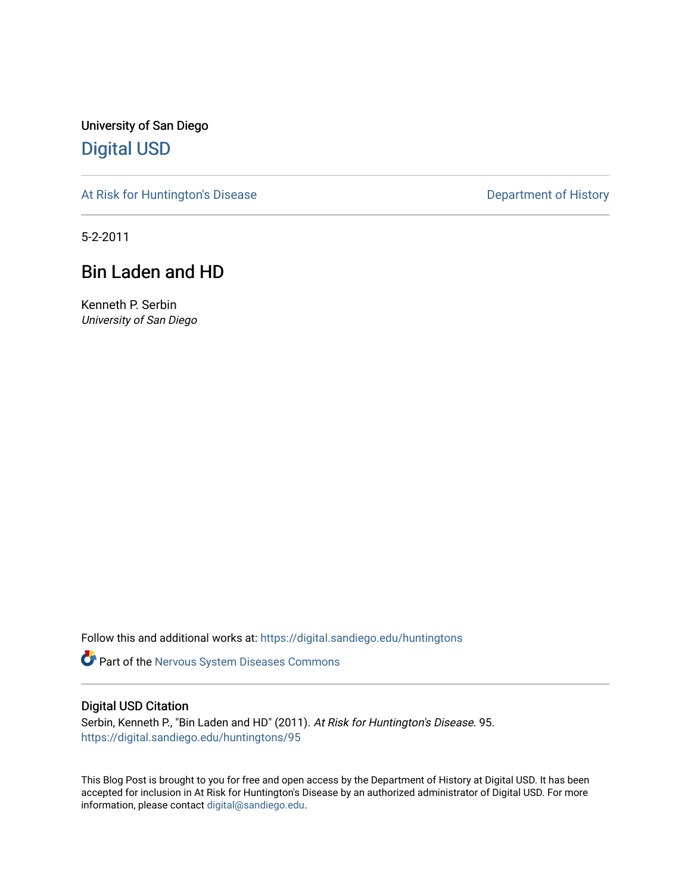University of San Diego

# Digital USD

At Risk for Huntington's Disease

Department of History

5-2-2011

## Bin Laden and HD

Kenneth P. Serbin
*University of San Diego*

Follow this and additional works at: https://digital.sandiego.edu/huntingtons

Part of the Nervous System Diseases Commons

### Digital USD Citation

Serbin, Kenneth P., "Bin Laden and HD" (2011). *At Risk for Huntington's Disease*. 95.
https://digital.sandiego.edu/huntingtons/95

This Blog Post is brought to you for free and open access by the Department of History at Digital USD. It has been accepted for inclusion in At Risk for Huntington's Disease by an authorized administrator of Digital USD. For more information, please contact digital@sandiego.edu.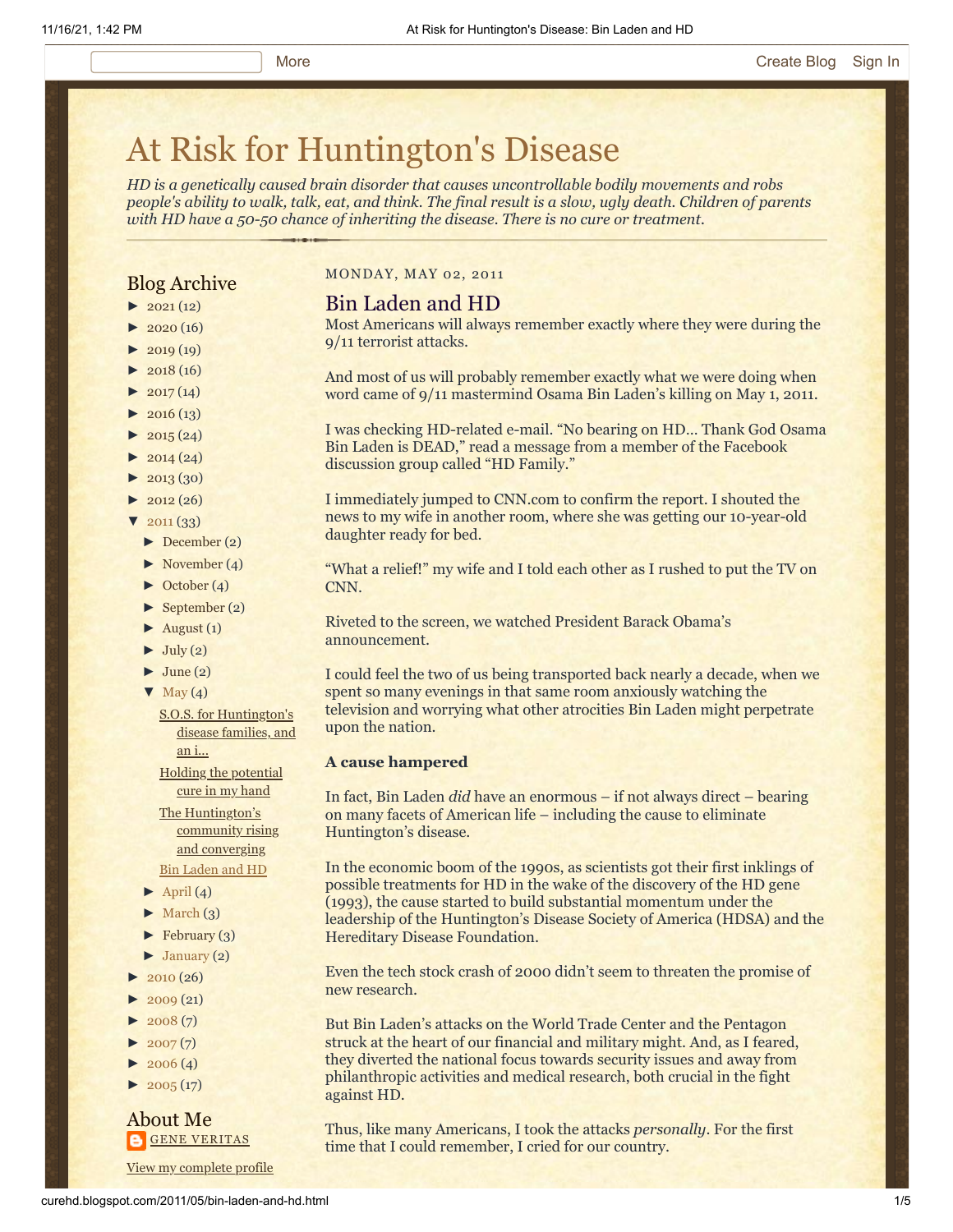More    Create Blog    Sign In

# At Risk for Huntington's Disease

*HD is a genetically caused brain disorder that causes uncontrollable bodily movements and robs people's ability to walk, talk, eat, and think. The final result is a slow, ugly death. Children of parents with HD have a 50-50 chance of inheriting the disease. There is no cure or treatment.*

## Blog Archive

- ► 2021 (12)
- ► 2020 (16)
- ► 2019 (19)
- ► 2018 (16)
- ► 2017 (14)
- ► 2016 (13)
- ► 2015 (24)
- ► 2014 (24)
- ► 2013 (30)
- ► 2012 (26)
- ▼ 2011 (33)
  - ► December (2)
  - ► November (4)
  - ► October (4)
  - ► September (2)
  - ► August (1)
  - ► July (2)
  - ► June (2)
  - ▼ May (4)
    - S.O.S. for Huntington's disease families, and an i...
    - Holding the potential cure in my hand
    - The Huntington's community rising and converging
    - Bin Laden and HD
  - ► April (4)
  - ► March (3)
  - ► February (3)
  - ► January (2)
- ► 2010 (26)
- ► 2009 (21)
- ► 2008 (7)
- ► 2007 (7)
- ► 2006 (4)
- ► 2005 (17)

## About Me

GENE VERITAS

View my complete profile

MONDAY, MAY 02, 2011

## Bin Laden and HD

Most Americans will always remember exactly where they were during the 9/11 terrorist attacks.

And most of us will probably remember exactly what we were doing when word came of 9/11 mastermind Osama Bin Laden's killing on May 1, 2011.

I was checking HD-related e-mail. "No bearing on HD… Thank God Osama Bin Laden is DEAD," read a message from a member of the Facebook discussion group called "HD Family."

I immediately jumped to CNN.com to confirm the report. I shouted the news to my wife in another room, where she was getting our 10-year-old daughter ready for bed.

"What a relief!" my wife and I told each other as I rushed to put the TV on CNN.

Riveted to the screen, we watched President Barack Obama's announcement.

I could feel the two of us being transported back nearly a decade, when we spent so many evenings in that same room anxiously watching the television and worrying what other atrocities Bin Laden might perpetrate upon the nation.

**A cause hampered**

In fact, Bin Laden *did* have an enormous – if not always direct – bearing on many facets of American life – including the cause to eliminate Huntington's disease.

In the economic boom of the 1990s, as scientists got their first inklings of possible treatments for HD in the wake of the discovery of the HD gene (1993), the cause started to build substantial momentum under the leadership of the Huntington's Disease Society of America (HDSA) and the Hereditary Disease Foundation.

Even the tech stock crash of 2000 didn't seem to threaten the promise of new research.

But Bin Laden's attacks on the World Trade Center and the Pentagon struck at the heart of our financial and military might. And, as I feared, they diverted the national focus towards security issues and away from philanthropic activities and medical research, both crucial in the fight against HD.

Thus, like many Americans, I took the attacks *personally*. For the first time that I could remember, I cried for our country.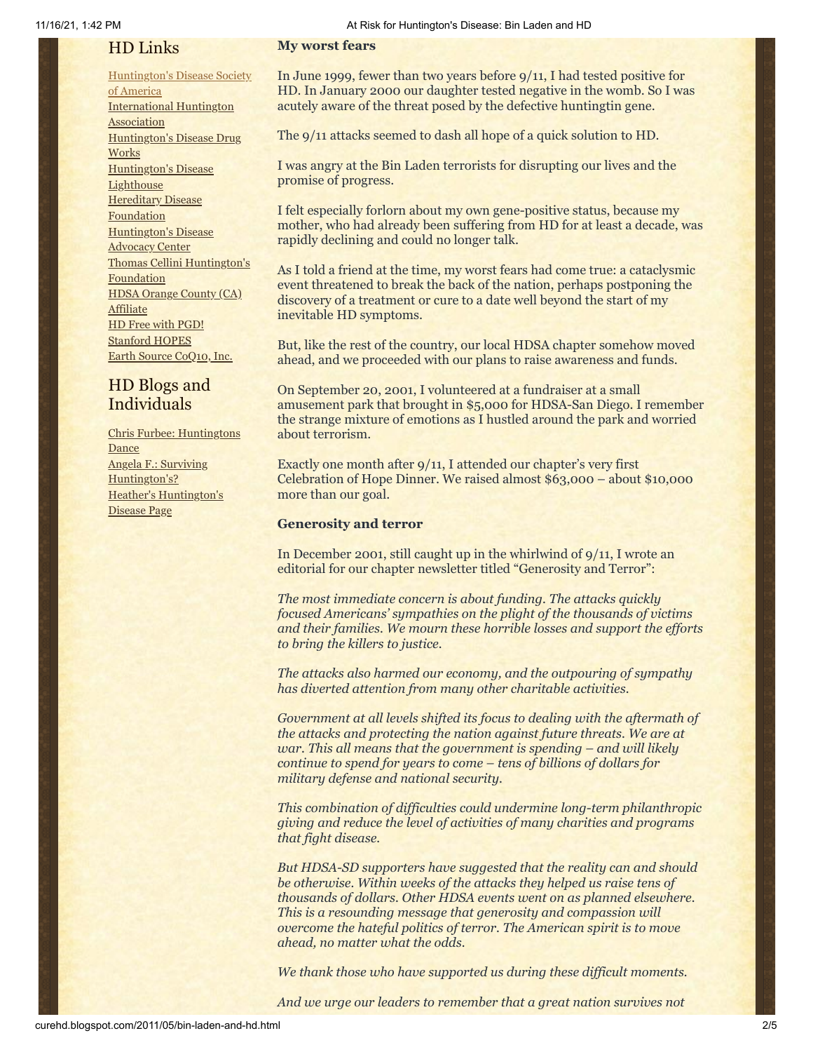## HD Links

Huntington's Disease Society of America
International Huntington Association
Huntington's Disease Drug Works
Huntington's Disease Lighthouse
Hereditary Disease Foundation
Huntington's Disease Advocacy Center
Thomas Cellini Huntington's Foundation
HDSA Orange County (CA) Affiliate
HD Free with PGD!
Stanford HOPES
Earth Source CoQ10, Inc.

## HD Blogs and Individuals

Chris Furbee: Huntingtons Dance
Angela F.: Surviving Huntington's?
Heather's Huntington's Disease Page

**My worst fears**

In June 1999, fewer than two years before 9/11, I had tested positive for HD. In January 2000 our daughter tested negative in the womb. So I was acutely aware of the threat posed by the defective huntingtin gene.

The 9/11 attacks seemed to dash all hope of a quick solution to HD.

I was angry at the Bin Laden terrorists for disrupting our lives and the promise of progress.

I felt especially forlorn about my own gene-positive status, because my mother, who had already been suffering from HD for at least a decade, was rapidly declining and could no longer talk.

As I told a friend at the time, my worst fears had come true: a cataclysmic event threatened to break the back of the nation, perhaps postponing the discovery of a treatment or cure to a date well beyond the start of my inevitable HD symptoms.

But, like the rest of the country, our local HDSA chapter somehow moved ahead, and we proceeded with our plans to raise awareness and funds.

On September 20, 2001, I volunteered at a fundraiser at a small amusement park that brought in $5,000 for HDSA-San Diego. I remember the strange mixture of emotions as I hustled around the park and worried about terrorism.

Exactly one month after 9/11, I attended our chapter's very first Celebration of Hope Dinner. We raised almost $63,000 – about $10,000 more than our goal.

**Generosity and terror**

In December 2001, still caught up in the whirlwind of 9/11, I wrote an editorial for our chapter newsletter titled "Generosity and Terror":

*The most immediate concern is about funding. The attacks quickly focused Americans' sympathies on the plight of the thousands of victims and their families. We mourn these horrible losses and support the efforts to bring the killers to justice.*

*The attacks also harmed our economy, and the outpouring of sympathy has diverted attention from many other charitable activities.*

*Government at all levels shifted its focus to dealing with the aftermath of the attacks and protecting the nation against future threats. We are at war. This all means that the government is spending – and will likely continue to spend for years to come – tens of billions of dollars for military defense and national security.*

*This combination of difficulties could undermine long-term philanthropic giving and reduce the level of activities of many charities and programs that fight disease.*

*But HDSA-SD supporters have suggested that the reality can and should be otherwise. Within weeks of the attacks they helped us raise tens of thousands of dollars. Other HDSA events went on as planned elsewhere. This is a resounding message that generosity and compassion will overcome the hateful politics of terror. The American spirit is to move ahead, no matter what the odds.*

*We thank those who have supported us during these difficult moments.*

*And we urge our leaders to remember that a great nation survives not*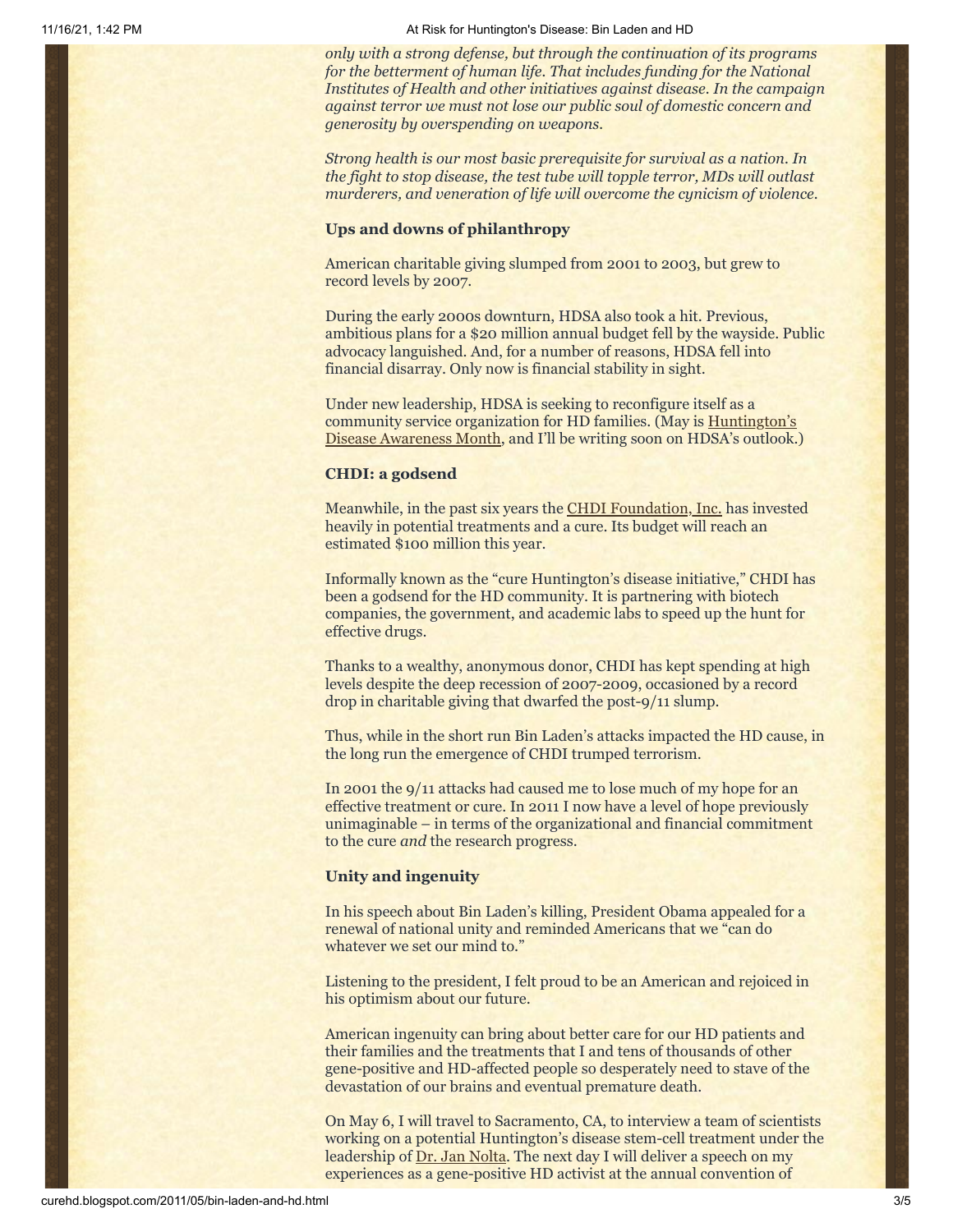*only with a strong defense, but through the continuation of its programs for the betterment of human life. That includes funding for the National Institutes of Health and other initiatives against disease. In the campaign against terror we must not lose our public soul of domestic concern and generosity by overspending on weapons.*

*Strong health is our most basic prerequisite for survival as a nation. In the fight to stop disease, the test tube will topple terror, MDs will outlast murderers, and veneration of life will overcome the cynicism of violence.*

**Ups and downs of philanthropy**

American charitable giving slumped from 2001 to 2003, but grew to record levels by 2007.

During the early 2000s downturn, HDSA also took a hit. Previous, ambitious plans for a $20 million annual budget fell by the wayside. Public advocacy languished. And, for a number of reasons, HDSA fell into financial disarray. Only now is financial stability in sight.

Under new leadership, HDSA is seeking to reconfigure itself as a community service organization for HD families. (May is Huntington's Disease Awareness Month, and I'll be writing soon on HDSA's outlook.)

**CHDI: a godsend**

Meanwhile, in the past six years the CHDI Foundation, Inc. has invested heavily in potential treatments and a cure. Its budget will reach an estimated $100 million this year.

Informally known as the "cure Huntington's disease initiative," CHDI has been a godsend for the HD community. It is partnering with biotech companies, the government, and academic labs to speed up the hunt for effective drugs.

Thanks to a wealthy, anonymous donor, CHDI has kept spending at high levels despite the deep recession of 2007-2009, occasioned by a record drop in charitable giving that dwarfed the post-9/11 slump.

Thus, while in the short run Bin Laden's attacks impacted the HD cause, in the long run the emergence of CHDI trumped terrorism.

In 2001 the 9/11 attacks had caused me to lose much of my hope for an effective treatment or cure. In 2011 I now have a level of hope previously unimaginable – in terms of the organizational and financial commitment to the cure *and* the research progress.

**Unity and ingenuity**

In his speech about Bin Laden's killing, President Obama appealed for a renewal of national unity and reminded Americans that we "can do whatever we set our mind to."

Listening to the president, I felt proud to be an American and rejoiced in his optimism about our future.

American ingenuity can bring about better care for our HD patients and their families and the treatments that I and tens of thousands of other gene-positive and HD-affected people so desperately need to stave of the devastation of our brains and eventual premature death.

On May 6, I will travel to Sacramento, CA, to interview a team of scientists working on a potential Huntington's disease stem-cell treatment under the leadership of Dr. Jan Nolta. The next day I will deliver a speech on my experiences as a gene-positive HD activist at the annual convention of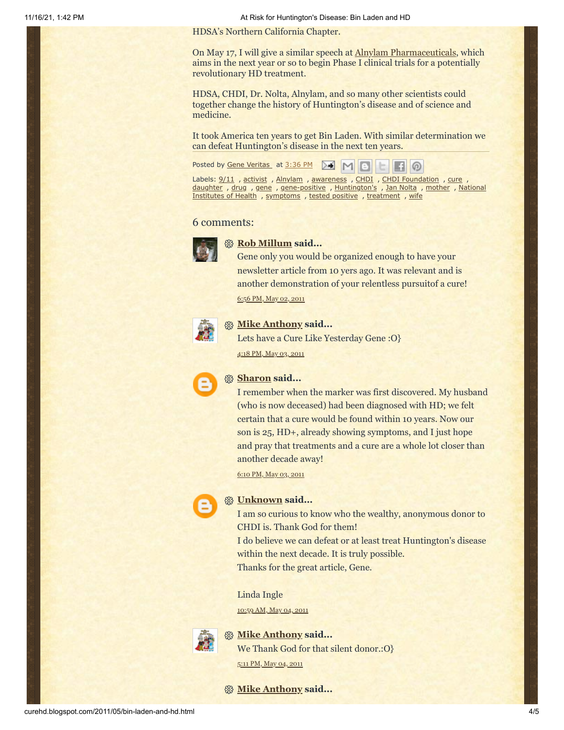HDSA's Northern California Chapter.

On May 17, I will give a similar speech at Alnylam Pharmaceuticals, which aims in the next year or so to begin Phase I clinical trials for a potentially revolutionary HD treatment.

HDSA, CHDI, Dr. Nolta, Alnylam, and so many other scientists could together change the history of Huntington's disease and of science and medicine.

It took America ten years to get Bin Laden. With similar determination we can defeat Huntington's disease in the next ten years.

Posted by Gene Veritas at 3:36 PM

Labels: 9/11 , activist , Alnylam , awareness , CHDI , CHDI Foundation , cure , daughter , drug , gene , gene-positive , Huntington's , Jan Nolta , mother , National Institutes of Health , symptoms , tested positive , treatment , wife

## 6 comments:

**Rob Millum said...**

Gene only you would be organized enough to have your newsletter article from 10 yers ago. It was relevant and is another demonstration of your relentless pursuitof a cure!

6:56 PM, May 02, 2011

**Mike Anthony said...**

Lets have a Cure Like Yesterday Gene :O}

4:18 PM, May 03, 2011

**Sharon said...**

I remember when the marker was first discovered. My husband (who is now deceased) had been diagnosed with HD; we felt certain that a cure would be found within 10 years. Now our son is 25, HD+, already showing symptoms, and I just hope and pray that treatments and a cure are a whole lot closer than another decade away!

6:10 PM, May 03, 2011

**Unknown said...**

I am so curious to know who the wealthy, anonymous donor to CHDI is. Thank God for them!
I do believe we can defeat or at least treat Huntington's disease within the next decade. It is truly possible.
Thanks for the great article, Gene.

Linda Ingle

10:59 AM, May 04, 2011

**Mike Anthony said...**

We Thank God for that silent donor.:O}

5:11 PM, May 04, 2011

**Mike Anthony said...**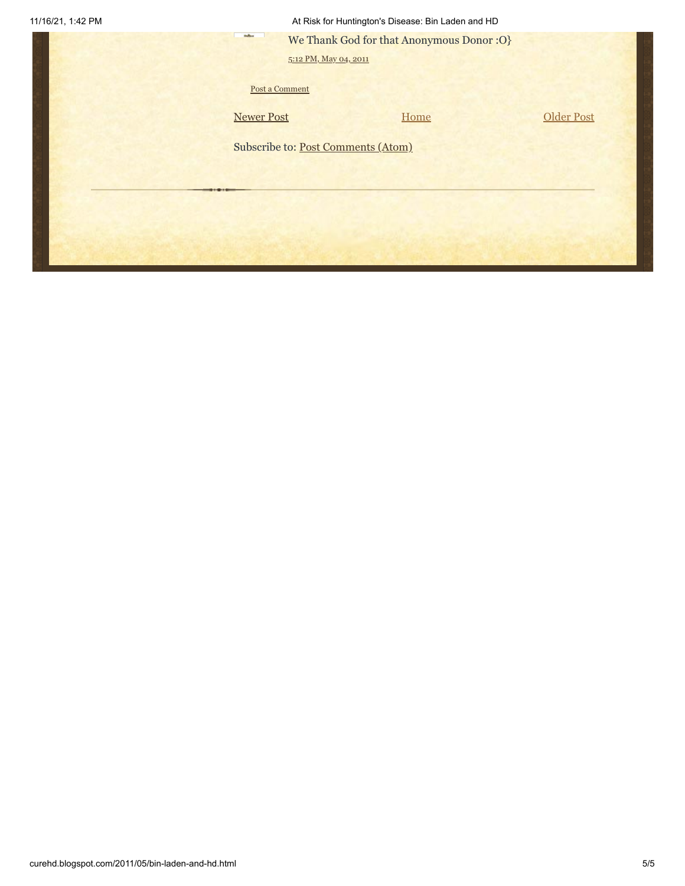We Thank God for that Anonymous Donor :O}

5:12 PM, May 04, 2011

Post a Comment

Newer Post Home Older Post

Subscribe to: Post Comments (Atom)